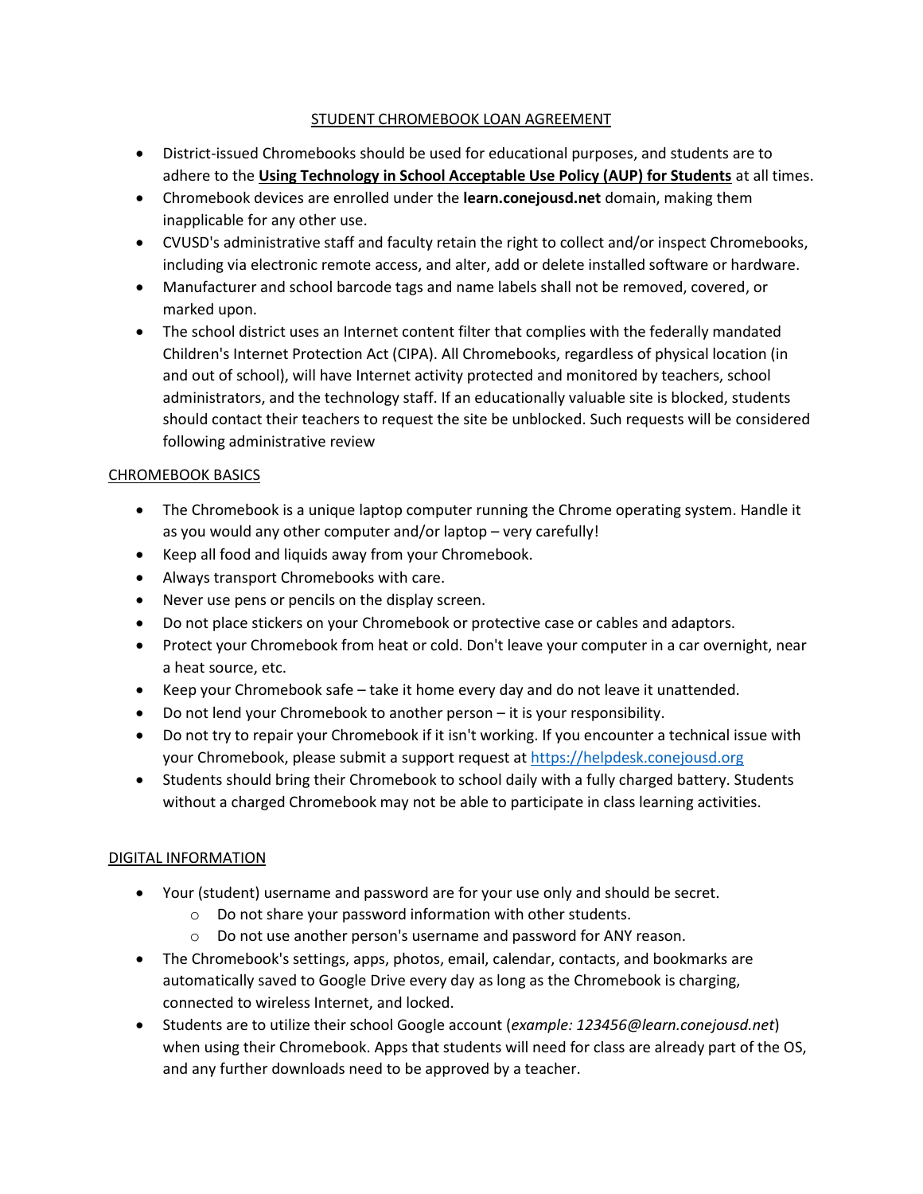# STUDENT CHROMEBOOK LOAN AGREEMENT

- District-issued Chromebooks should be used for educational purposes, and students are to adhere to the **Using Technology in School Acceptable Use Policy (AUP) for Students** at all times.
- Chromebook devices are enrolled under the **learn.conejousd.net** domain, making them inapplicable for any other use.
- CVUSD's administrative staff and faculty retain the right to collect and/or inspect Chromebooks, including via electronic remote access, and alter, add or delete installed software or hardware.
- Manufacturer and school barcode tags and name labels shall not be removed, covered, or marked upon.
- The school district uses an Internet content filter that complies with the federally mandated Children's Internet Protection Act (CIPA). All Chromebooks, regardless of physical location (in and out of school), will have Internet activity protected and monitored by teachers, school administrators, and the technology staff. If an educationally valuable site is blocked, students should contact their teachers to request the site be unblocked. Such requests will be considered following administrative review

## CHROMEBOOK BASICS

- The Chromebook is a unique laptop computer running the Chrome operating system. Handle it as you would any other computer and/or laptop – very carefully!
- Keep all food and liquids away from your Chromebook.
- Always transport Chromebooks with care.
- Never use pens or pencils on the display screen.
- Do not place stickers on your Chromebook or protective case or cables and adaptors.
- Protect your Chromebook from heat or cold. Don't leave your computer in a car overnight, near a heat source, etc.
- Keep your Chromebook safe – take it home every day and do not leave it unattended.
- Do not lend your Chromebook to another person – it is your responsibility.
- Do not try to repair your Chromebook if it isn't working. If you encounter a technical issue with your Chromebook, please submit a support request at https://helpdesk.conejousd.org
- Students should bring their Chromebook to school daily with a fully charged battery. Students without a charged Chromebook may not be able to participate in class learning activities.

## DIGITAL INFORMATION

- Your (student) username and password are for your use only and should be secret.
  - Do not share your password information with other students.
  - Do not use another person's username and password for ANY reason.
- The Chromebook's settings, apps, photos, email, calendar, contacts, and bookmarks are automatically saved to Google Drive every day as long as the Chromebook is charging, connected to wireless Internet, and locked.
- Students are to utilize their school Google account (*example: 123456@learn.conejousd.net*) when using their Chromebook. Apps that students will need for class are already part of the OS, and any further downloads need to be approved by a teacher.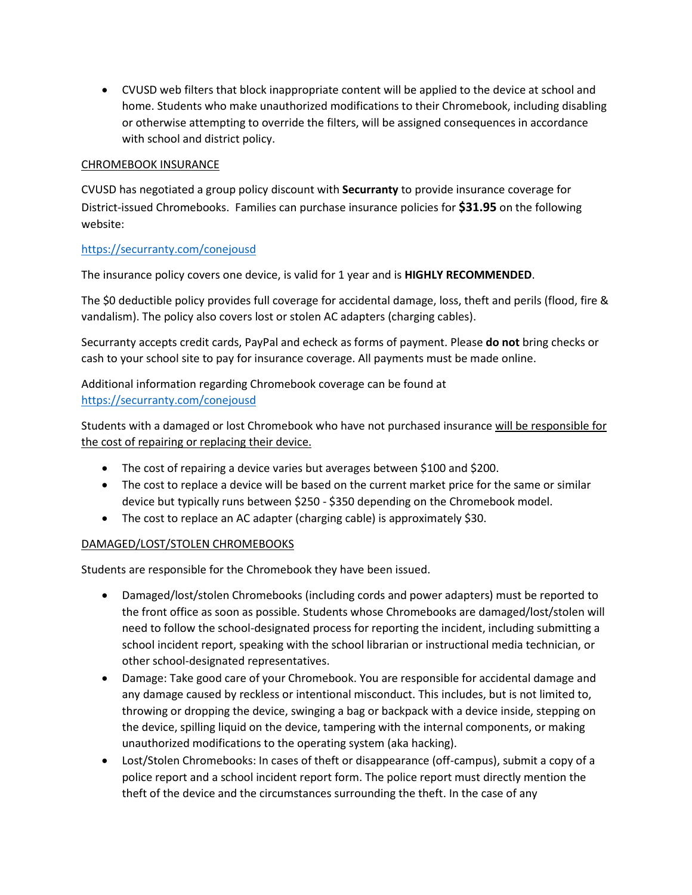- CVUSD web filters that block inappropriate content will be applied to the device at school and home. Students who make unauthorized modifications to their Chromebook, including disabling or otherwise attempting to override the filters, will be assigned consequences in accordance with school and district policy.

## CHROMEBOOK INSURANCE

CVUSD has negotiated a group policy discount with **Securranty** to provide insurance coverage for District-issued Chromebooks. Families can purchase insurance policies for **$31.95** on the following website:

[https://securranty.com/conejousd](https://securranty.com/conejousd)

The insurance policy covers one device, is valid for 1 year and is **HIGHLY RECOMMENDED**.

The $0 deductible policy provides full coverage for accidental damage, loss, theft and perils (flood, fire & vandalism). The policy also covers lost or stolen AC adapters (charging cables).

Securranty accepts credit cards, PayPal and echeck as forms of payment. Please **do not** bring checks or cash to your school site to pay for insurance coverage. All payments must be made online.

Additional information regarding Chromebook coverage can be found at [https://securranty.com/conejousd](https://securranty.com/conejousd)

Students with a damaged or lost Chromebook who have not purchased insurance <u>will be responsible for the cost of repairing or replacing their device.</u>

- The cost of repairing a device varies but averages between $100 and $200.
- The cost to replace a device will be based on the current market price for the same or similar device but typically runs between $250 - $350 depending on the Chromebook model.
- The cost to replace an AC adapter (charging cable) is approximately $30.

## DAMAGED/LOST/STOLEN CHROMEBOOKS

Students are responsible for the Chromebook they have been issued.

- Damaged/lost/stolen Chromebooks (including cords and power adapters) must be reported to the front office as soon as possible. Students whose Chromebooks are damaged/lost/stolen will need to follow the school-designated process for reporting the incident, including submitting a school incident report, speaking with the school librarian or instructional media technician, or other school-designated representatives.
- Damage: Take good care of your Chromebook. You are responsible for accidental damage and any damage caused by reckless or intentional misconduct. This includes, but is not limited to, throwing or dropping the device, swinging a bag or backpack with a device inside, stepping on the device, spilling liquid on the device, tampering with the internal components, or making unauthorized modifications to the operating system (aka hacking).
- Lost/Stolen Chromebooks: In cases of theft or disappearance (off-campus), submit a copy of a police report and a school incident report form. The police report must directly mention the theft of the device and the circumstances surrounding the theft. In the case of any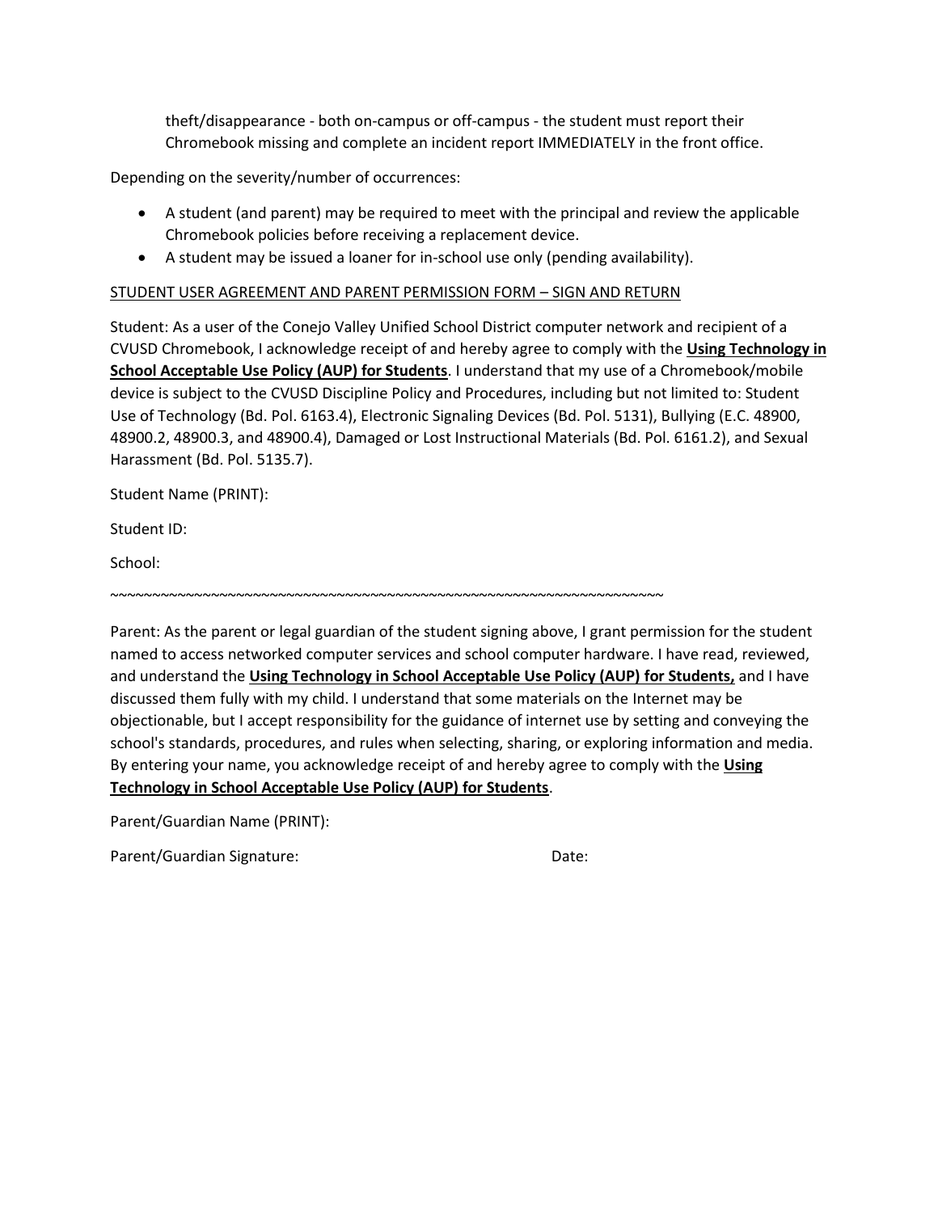theft/disappearance - both on-campus or off-campus - the student must report their Chromebook missing and complete an incident report IMMEDIATELY in the front office.

Depending on the severity/number of occurrences:

- A student (and parent) may be required to meet with the principal and review the applicable Chromebook policies before receiving a replacement device.
- A student may be issued a loaner for in-school use only (pending availability).

<u>STUDENT USER AGREEMENT AND PARENT PERMISSION FORM – SIGN AND RETURN</u>

Student: As a user of the Conejo Valley Unified School District computer network and recipient of a CVUSD Chromebook, I acknowledge receipt of and hereby agree to comply with the **<u>Using Technology in School Acceptable Use Policy (AUP) for Students</u>**. I understand that my use of a Chromebook/mobile device is subject to the CVUSD Discipline Policy and Procedures, including but not limited to: Student Use of Technology (Bd. Pol. 6163.4), Electronic Signaling Devices (Bd. Pol. 5131), Bullying (E.C. 48900, 48900.2, 48900.3, and 48900.4), Damaged or Lost Instructional Materials (Bd. Pol. 6161.2), and Sexual Harassment (Bd. Pol. 5135.7).

Student Name (PRINT):

Student ID:

School:

~~~~~~~~~~~~~~~~~~~~~~~~~~~~~~~~~~~~~~~~~~~~~~~~~~~~~~~~~~~~~~~~~~~~~~~~~~~

Parent: As the parent or legal guardian of the student signing above, I grant permission for the student named to access networked computer services and school computer hardware. I have read, reviewed, and understand the **<u>Using Technology in School Acceptable Use Policy (AUP) for Students,</u>** and I have discussed them fully with my child. I understand that some materials on the Internet may be objectionable, but I accept responsibility for the guidance of internet use by setting and conveying the school's standards, procedures, and rules when selecting, sharing, or exploring information and media. By entering your name, you acknowledge receipt of and hereby agree to comply with the **<u>Using Technology in School Acceptable Use Policy (AUP) for Students</u>**.

Parent/Guardian Name (PRINT):

Parent/Guardian Signature: Date: